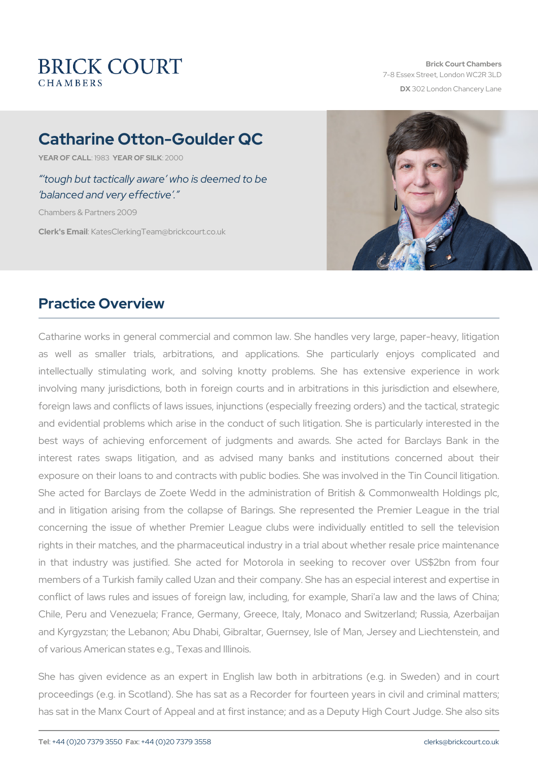**BRICK COURT**
CHAMBERS

**Brick Court Chambers**
7-8 Essex Street, London WC2R 3LD
**DX** 302 London Chancery Lane

# Catharine Otton-Goulder QC

**YEAR OF CALL**: 1983 **YEAR OF SILK**: 2000

*"'tough but tactically aware' who is deemed to be 'balanced and very effective'."*

Chambers & Partners 2009

**Clerk's Email**: KatesClerkingTeam@brickcourt.co.uk

## Practice Overview

Catharine works in general commercial and common law. She handles very large, paper-heavy, litigation as well as smaller trials, arbitrations, and applications. She particularly enjoys complicated and intellectually stimulating work, and solving knotty problems. She has extensive experience in work involving many jurisdictions, both in foreign courts and in arbitrations in this jurisdiction and elsewhere, foreign laws and conflicts of laws issues, injunctions (especially freezing orders) and the tactical, strategic and evidential problems which arise in the conduct of such litigation. She is particularly interested in the best ways of achieving enforcement of judgments and awards. She acted for Barclays Bank in the interest rates swaps litigation, and as advised many banks and institutions concerned about their exposure on their loans to and contracts with public bodies. She was involved in the Tin Council litigation. She acted for Barclays de Zoete Wedd in the administration of British & Commonwealth Holdings plc, and in litigation arising from the collapse of Barings. She represented the Premier League in the trial concerning the issue of whether Premier League clubs were individually entitled to sell the television rights in their matches, and the pharmaceutical industry in a trial about whether resale price maintenance in that industry was justified. She acted for Motorola in seeking to recover over US$2bn from four members of a Turkish family called Uzan and their company. She has an especial interest and expertise in conflict of laws rules and issues of foreign law, including, for example, Shari'a law and the laws of China; Chile, Peru and Venezuela; France, Germany, Greece, Italy, Monaco and Switzerland; Russia, Azerbaijan and Kyrgyzstan; the Lebanon; Abu Dhabi, Gibraltar, Guernsey, Isle of Man, Jersey and Liechtenstein, and of various American states e.g., Texas and Illinois.

She has given evidence as an expert in English law both in arbitrations (e.g. in Sweden) and in court proceedings (e.g. in Scotland). She has sat as a Recorder for fourteen years in civil and criminal matters; has sat in the Manx Court of Appeal and at first instance; and as a Deputy High Court Judge. She also sits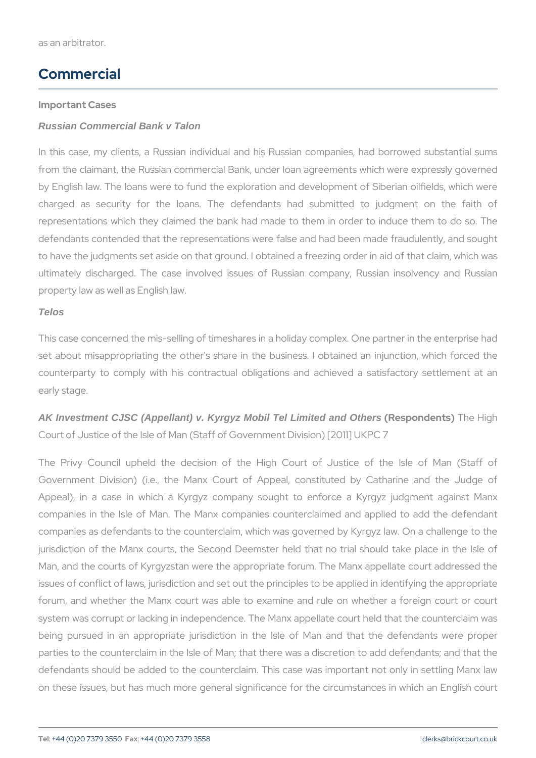as an arbitrator.

## Commercial

### Important Cases

***Russian Commercial Bank v Talon***

In this case, my clients, a Russian individual and his Russian companies, had borrowed substantial sums from the claimant, the Russian commercial Bank, under loan agreements which were expressly governed by English law. The loans were to fund the exploration and development of Siberian oilfields, which were charged as security for the loans. The defendants had submitted to judgment on the faith of representations which they claimed the bank had made to them in order to induce them to do so. The defendants contended that the representations were false and had been made fraudulently, and sought to have the judgments set aside on that ground. I obtained a freezing order in aid of that claim, which was ultimately discharged. The case involved issues of Russian company, Russian insolvency and Russian property law as well as English law.

***Telos***

This case concerned the mis-selling of timeshares in a holiday complex. One partner in the enterprise had set about misappropriating the other's share in the business. I obtained an injunction, which forced the counterparty to comply with his contractual obligations and achieved a satisfactory settlement at an early stage.

***AK Investment CJSC (Appellant) v. Kyrgyz Mobil Tel Limited and Others*** **(Respondents)** The High Court of Justice of the Isle of Man (Staff of Government Division) [2011] UKPC 7

The Privy Council upheld the decision of the High Court of Justice of the Isle of Man (Staff of Government Division) (i.e., the Manx Court of Appeal, constituted by Catharine and the Judge of Appeal), in a case in which a Kyrgyz company sought to enforce a Kyrgyz judgment against Manx companies in the Isle of Man. The Manx companies counterclaimed and applied to add the defendant companies as defendants to the counterclaim, which was governed by Kyrgyz law. On a challenge to the jurisdiction of the Manx courts, the Second Deemster held that no trial should take place in the Isle of Man, and the courts of Kyrgyzstan were the appropriate forum. The Manx appellate court addressed the issues of conflict of laws, jurisdiction and set out the principles to be applied in identifying the appropriate forum, and whether the Manx court was able to examine and rule on whether a foreign court or court system was corrupt or lacking in independence. The Manx appellate court held that the counterclaim was being pursued in an appropriate jurisdiction in the Isle of Man and that the defendants were proper parties to the counterclaim in the Isle of Man; that there was a discretion to add defendants; and that the defendants should be added to the counterclaim. This case was important not only in settling Manx law on these issues, but has much more general significance for the circumstances in which an English court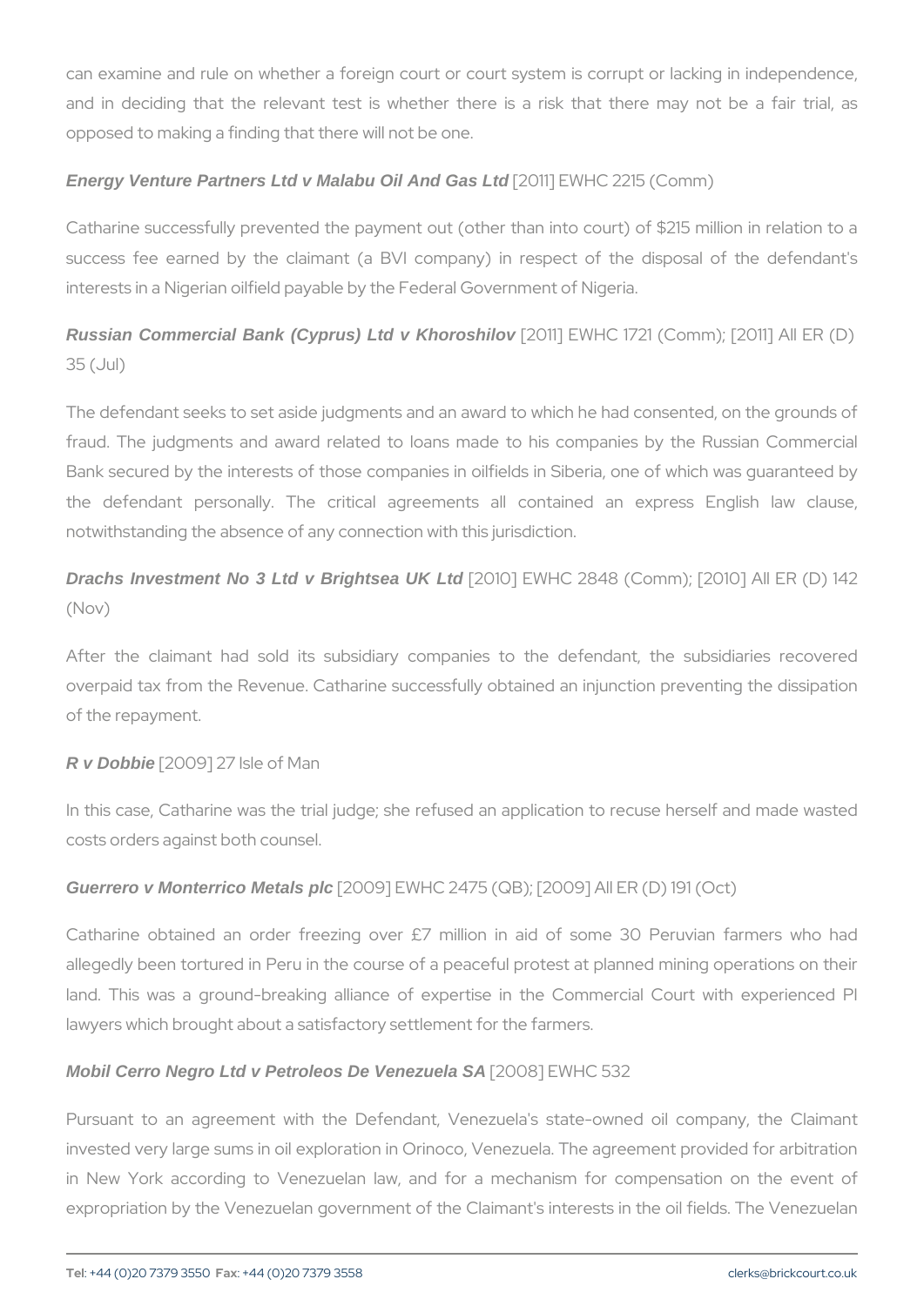can examine and rule on whether a foreign court or court system is corrupt or lacking in independence, and in deciding that the relevant test is whether there is a risk that there may not be a fair trial, as opposed to making a finding that there will not be one.

***Energy Venture Partners Ltd v Malabu Oil And Gas Ltd*** [2011] EWHC 2215 (Comm)

Catharine successfully prevented the payment out (other than into court) of $215 million in relation to a success fee earned by the claimant (a BVI company) in respect of the disposal of the defendant's interests in a Nigerian oilfield payable by the Federal Government of Nigeria.

***Russian Commercial Bank (Cyprus) Ltd v Khoroshilov*** [2011] EWHC 1721 (Comm); [2011] All ER (D) 35 (Jul)

The defendant seeks to set aside judgments and an award to which he had consented, on the grounds of fraud. The judgments and award related to loans made to his companies by the Russian Commercial Bank secured by the interests of those companies in oilfields in Siberia, one of which was guaranteed by the defendant personally. The critical agreements all contained an express English law clause, notwithstanding the absence of any connection with this jurisdiction.

***Drachs Investment No 3 Ltd v Brightsea UK Ltd*** [2010] EWHC 2848 (Comm); [2010] All ER (D) 142 (Nov)

After the claimant had sold its subsidiary companies to the defendant, the subsidiaries recovered overpaid tax from the Revenue. Catharine successfully obtained an injunction preventing the dissipation of the repayment.

***R v Dobbie*** [2009] 27 Isle of Man

In this case, Catharine was the trial judge; she refused an application to recuse herself and made wasted costs orders against both counsel.

***Guerrero v Monterrico Metals plc*** [2009] EWHC 2475 (QB); [2009] All ER (D) 191 (Oct)

Catharine obtained an order freezing over £7 million in aid of some 30 Peruvian farmers who had allegedly been tortured in Peru in the course of a peaceful protest at planned mining operations on their land. This was a ground-breaking alliance of expertise in the Commercial Court with experienced PI lawyers which brought about a satisfactory settlement for the farmers.

***Mobil Cerro Negro Ltd v Petroleos De Venezuela SA*** [2008] EWHC 532

Pursuant to an agreement with the Defendant, Venezuela's state-owned oil company, the Claimant invested very large sums in oil exploration in Orinoco, Venezuela. The agreement provided for arbitration in New York according to Venezuelan law, and for a mechanism for compensation on the event of expropriation by the Venezuelan government of the Claimant's interests in the oil fields. The Venezuelan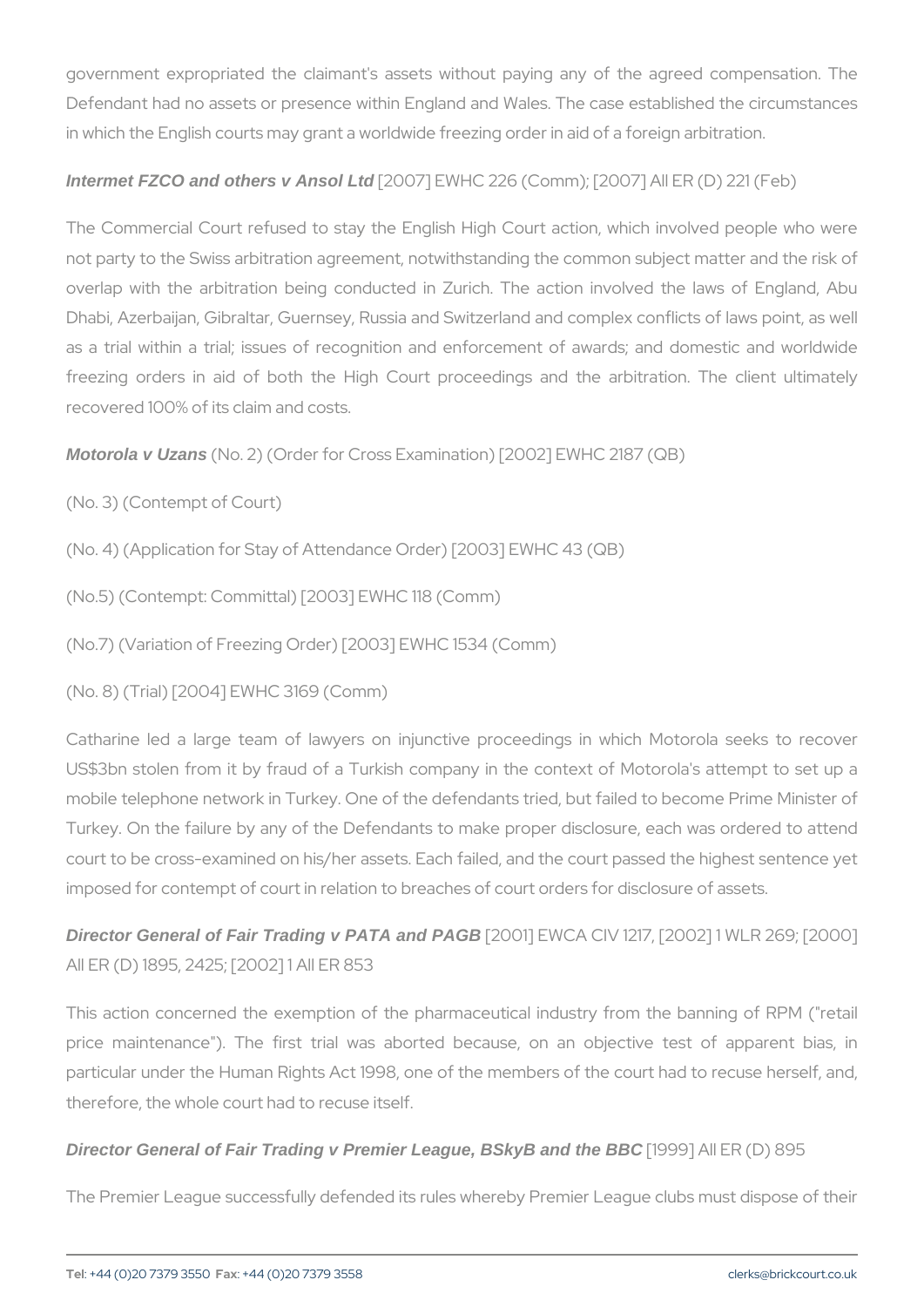government expropriated the claimant's assets without paying any of the agreed compensation. The Defendant had no assets or presence within England and Wales. The case established the circumstances in which the English courts may grant a worldwide freezing order in aid of a foreign arbitration.

***Intermet FZCO and others v Ansol Ltd*** [2007] EWHC 226 (Comm); [2007] All ER (D) 221 (Feb)

The Commercial Court refused to stay the English High Court action, which involved people who were not party to the Swiss arbitration agreement, notwithstanding the common subject matter and the risk of overlap with the arbitration being conducted in Zurich. The action involved the laws of England, Abu Dhabi, Azerbaijan, Gibraltar, Guernsey, Russia and Switzerland and complex conflicts of laws point, as well as a trial within a trial; issues of recognition and enforcement of awards; and domestic and worldwide freezing orders in aid of both the High Court proceedings and the arbitration. The client ultimately recovered 100% of its claim and costs.

***Motorola v Uzans*** (No. 2) (Order for Cross Examination) [2002] EWHC 2187 (QB)

(No. 3) (Contempt of Court)

(No. 4) (Application for Stay of Attendance Order) [2003] EWHC 43 (QB)

(No.5) (Contempt: Committal) [2003] EWHC 118 (Comm)

(No.7) (Variation of Freezing Order) [2003] EWHC 1534 (Comm)

(No. 8) (Trial) [2004] EWHC 3169 (Comm)

Catharine led a large team of lawyers on injunctive proceedings in which Motorola seeks to recover US$3bn stolen from it by fraud of a Turkish company in the context of Motorola's attempt to set up a mobile telephone network in Turkey. One of the defendants tried, but failed to become Prime Minister of Turkey. On the failure by any of the Defendants to make proper disclosure, each was ordered to attend court to be cross-examined on his/her assets. Each failed, and the court passed the highest sentence yet imposed for contempt of court in relation to breaches of court orders for disclosure of assets.

***Director General of Fair Trading v PATA and PAGB*** [2001] EWCA CIV 1217, [2002] 1 WLR 269; [2000] All ER (D) 1895, 2425; [2002] 1 All ER 853

This action concerned the exemption of the pharmaceutical industry from the banning of RPM ("retail price maintenance"). The first trial was aborted because, on an objective test of apparent bias, in particular under the Human Rights Act 1998, one of the members of the court had to recuse herself, and, therefore, the whole court had to recuse itself.

***Director General of Fair Trading v Premier League, BSkyB and the BBC*** [1999] All ER (D) 895

The Premier League successfully defended its rules whereby Premier League clubs must dispose of their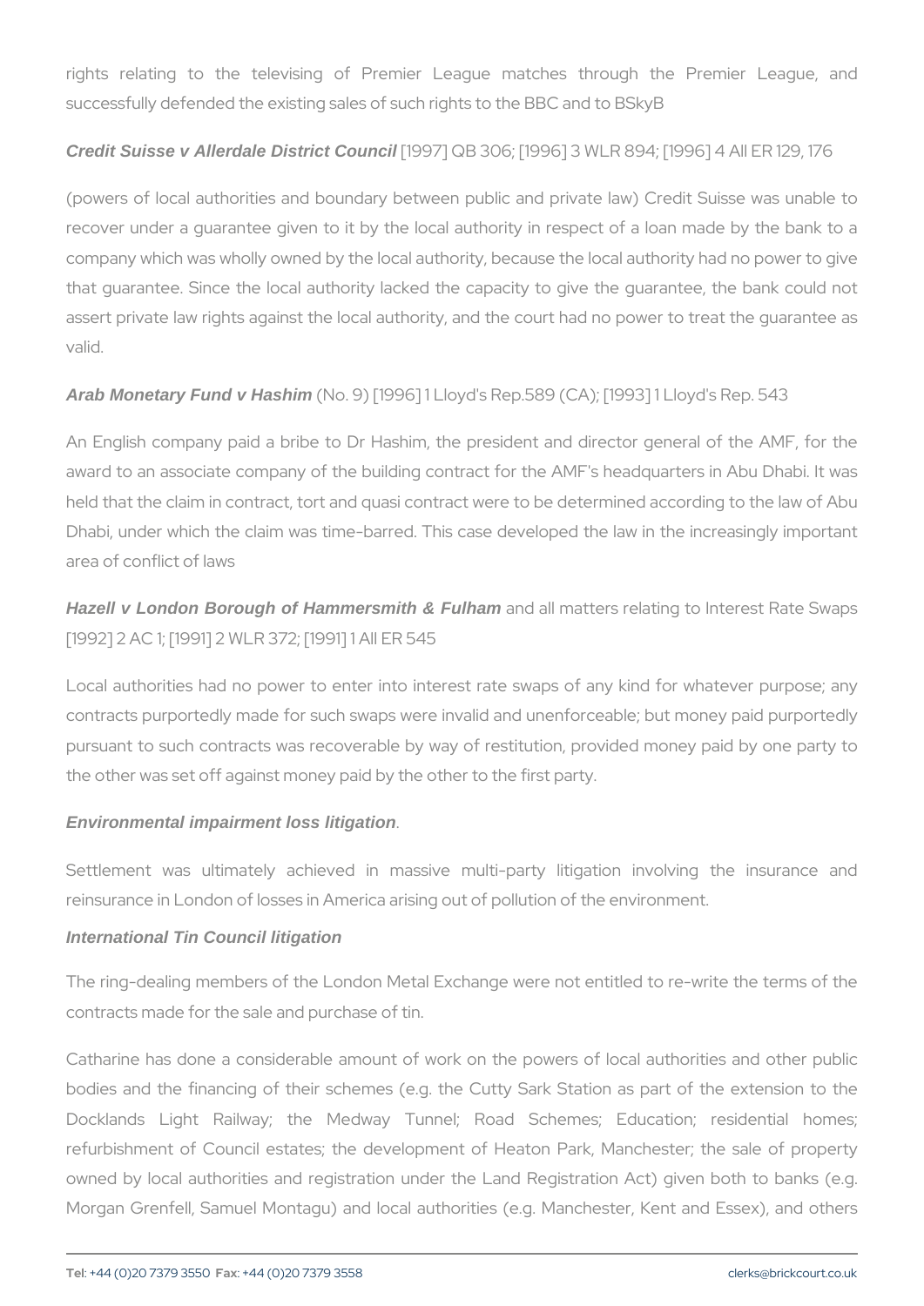rights relating to the televising of Premier League matches through the Premier League, and successfully defended the existing sales of such rights to the BBC and to BSkyB

***Credit Suisse v Allerdale District Council*** [1997] QB 306; [1996] 3 WLR 894; [1996] 4 All ER 129, 176

(powers of local authorities and boundary between public and private law) Credit Suisse was unable to recover under a guarantee given to it by the local authority in respect of a loan made by the bank to a company which was wholly owned by the local authority, because the local authority had no power to give that guarantee. Since the local authority lacked the capacity to give the guarantee, the bank could not assert private law rights against the local authority, and the court had no power to treat the guarantee as valid.

***Arab Monetary Fund v Hashim*** (No. 9) [1996] 1 Lloyd's Rep.589 (CA); [1993] 1 Lloyd's Rep. 543

An English company paid a bribe to Dr Hashim, the president and director general of the AMF, for the award to an associate company of the building contract for the AMF's headquarters in Abu Dhabi. It was held that the claim in contract, tort and quasi contract were to be determined according to the law of Abu Dhabi, under which the claim was time-barred. This case developed the law in the increasingly important area of conflict of laws

***Hazell v London Borough of Hammersmith & Fulham*** and all matters relating to Interest Rate Swaps [1992] 2 AC 1; [1991] 2 WLR 372; [1991] 1 All ER 545

Local authorities had no power to enter into interest rate swaps of any kind for whatever purpose; any contracts purportedly made for such swaps were invalid and unenforceable; but money paid purportedly pursuant to such contracts was recoverable by way of restitution, provided money paid by one party to the other was set off against money paid by the other to the first party.

***Environmental impairment loss litigation***.

Settlement was ultimately achieved in massive multi-party litigation involving the insurance and reinsurance in London of losses in America arising out of pollution of the environment.

***International Tin Council litigation***

The ring-dealing members of the London Metal Exchange were not entitled to re-write the terms of the contracts made for the sale and purchase of tin.

Catharine has done a considerable amount of work on the powers of local authorities and other public bodies and the financing of their schemes (e.g. the Cutty Sark Station as part of the extension to the Docklands Light Railway; the Medway Tunnel; Road Schemes; Education; residential homes; refurbishment of Council estates; the development of Heaton Park, Manchester; the sale of property owned by local authorities and registration under the Land Registration Act) given both to banks (e.g. Morgan Grenfell, Samuel Montagu) and local authorities (e.g. Manchester, Kent and Essex), and others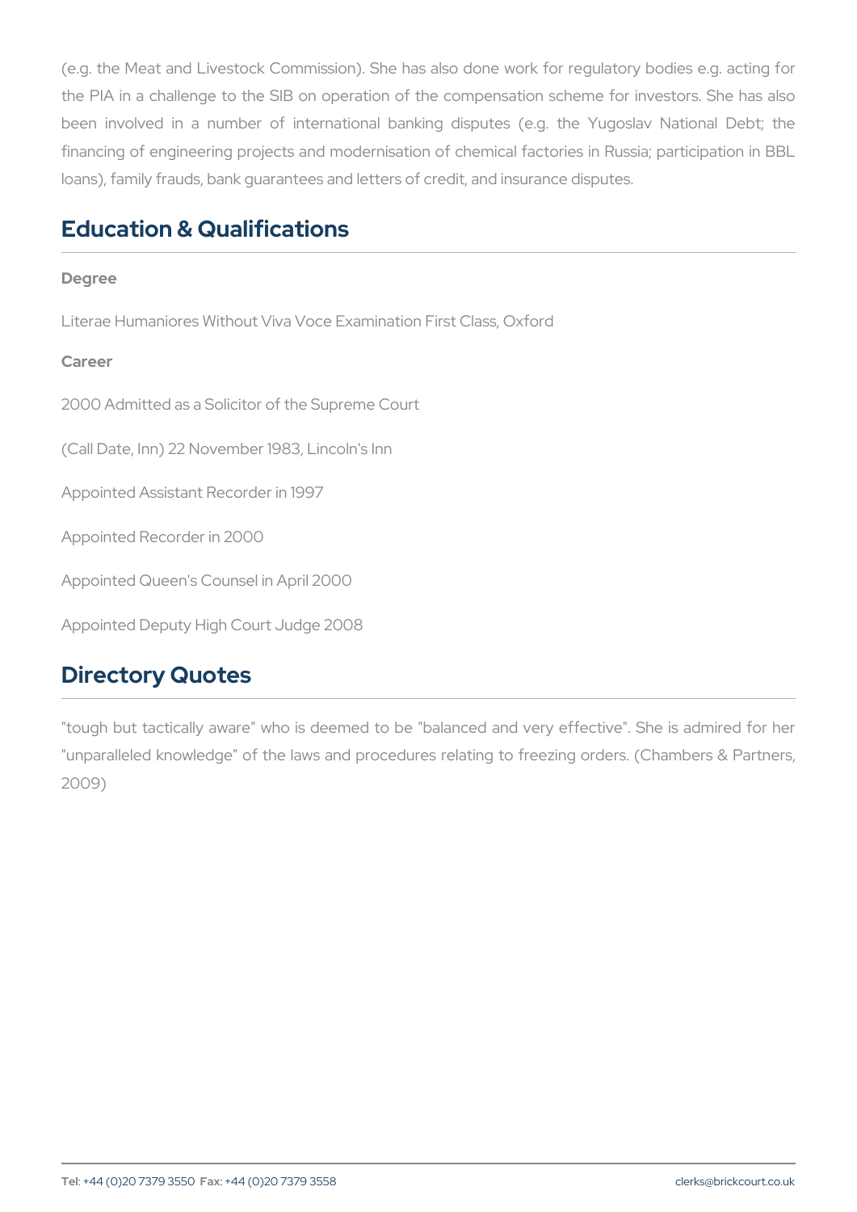(e.g. the Meat and Livestock Commission). She has also done work for regulatory bodies e.g. acting for the PIA in a challenge to the SIB on operation of the compensation scheme for investors. She has also been involved in a number of international banking disputes (e.g. the Yugoslav National Debt; the financing of engineering projects and modernisation of chemical factories in Russia; participation in BBL loans), family frauds, bank guarantees and letters of credit, and insurance disputes.

## Education & Qualifications

**Degree**

Literae Humaniores Without Viva Voce Examination First Class, Oxford

**Career**

2000 Admitted as a Solicitor of the Supreme Court

(Call Date, Inn) 22 November 1983, Lincoln's Inn

Appointed Assistant Recorder in 1997

Appointed Recorder in 2000

Appointed Queen's Counsel in April 2000

Appointed Deputy High Court Judge 2008

## Directory Quotes

"tough but tactically aware" who is deemed to be "balanced and very effective". She is admired for her "unparalleled knowledge" of the laws and procedures relating to freezing orders. (Chambers & Partners, 2009)